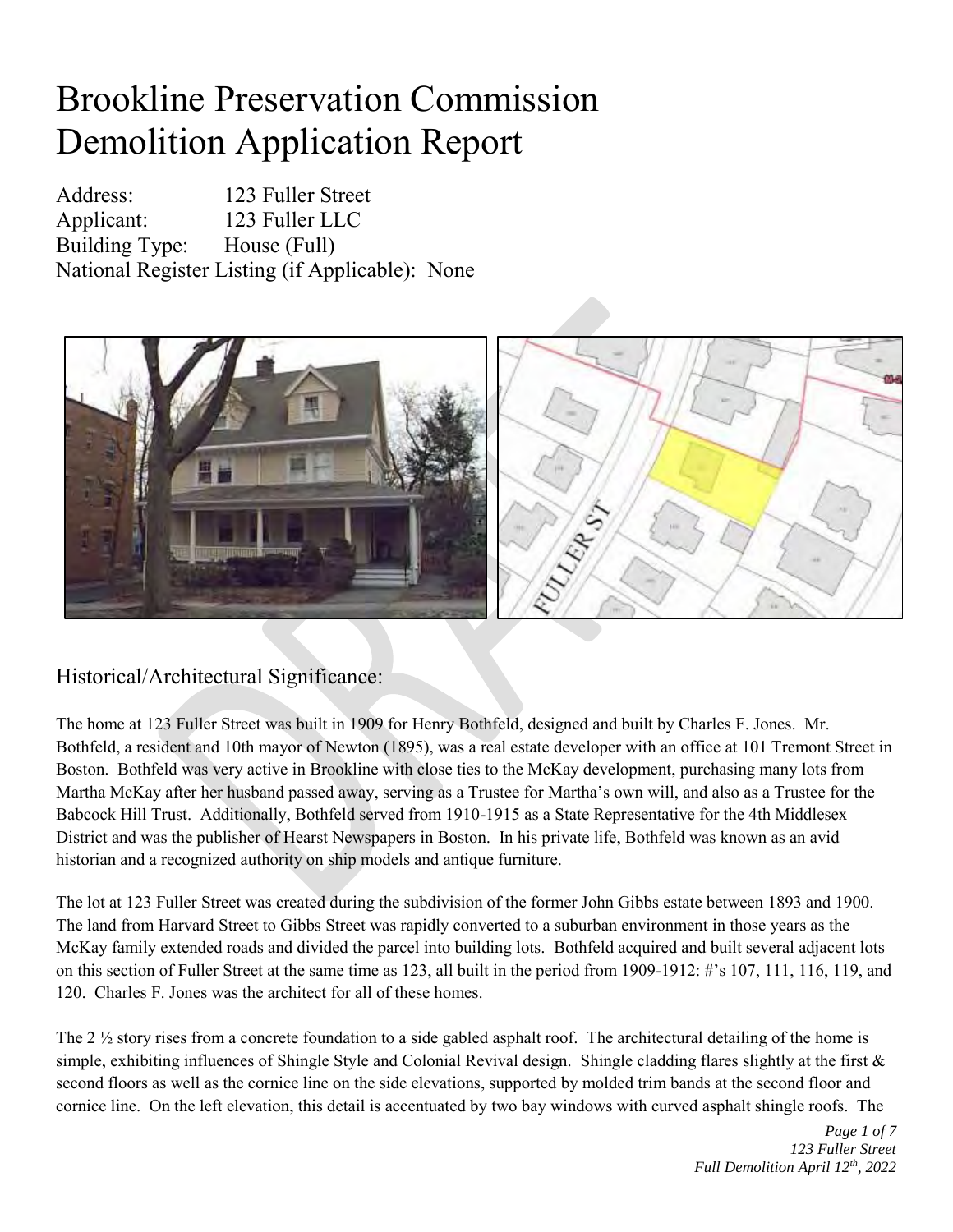# Brookline Preservation Commission Demolition Application Report

Address: 123 Fuller Street
Applicant: 123 Fuller LLC
Building Type: House (Full)
National Register Listing (if Applicable): None

## Historical/Architectural Significance:

The home at 123 Fuller Street was built in 1909 for Henry Bothfeld, designed and built by Charles F. Jones. Mr. Bothfeld, a resident and 10th mayor of Newton (1895), was a real estate developer with an office at 101 Tremont Street in Boston. Bothfeld was very active in Brookline with close ties to the McKay development, purchasing many lots from Martha McKay after her husband passed away, serving as a Trustee for Martha's own will, and also as a Trustee for the Babcock Hill Trust. Additionally, Bothfeld served from 1910-1915 as a State Representative for the 4th Middlesex District and was the publisher of Hearst Newspapers in Boston. In his private life, Bothfeld was known as an avid historian and a recognized authority on ship models and antique furniture.

The lot at 123 Fuller Street was created during the subdivision of the former John Gibbs estate between 1893 and 1900. The land from Harvard Street to Gibbs Street was rapidly converted to a suburban environment in those years as the McKay family extended roads and divided the parcel into building lots. Bothfeld acquired and built several adjacent lots on this section of Fuller Street at the same time as 123, all built in the period from 1909-1912: #'s 107, 111, 116, 119, and 120. Charles F. Jones was the architect for all of these homes.

The 2 ½ story rises from a concrete foundation to a side gabled asphalt roof. The architectural detailing of the home is simple, exhibiting influences of Shingle Style and Colonial Revival design. Shingle cladding flares slightly at the first & second floors as well as the cornice line on the side elevations, supported by molded trim bands at the second floor and cornice line. On the left elevation, this detail is accentuated by two bay windows with curved asphalt shingle roofs. The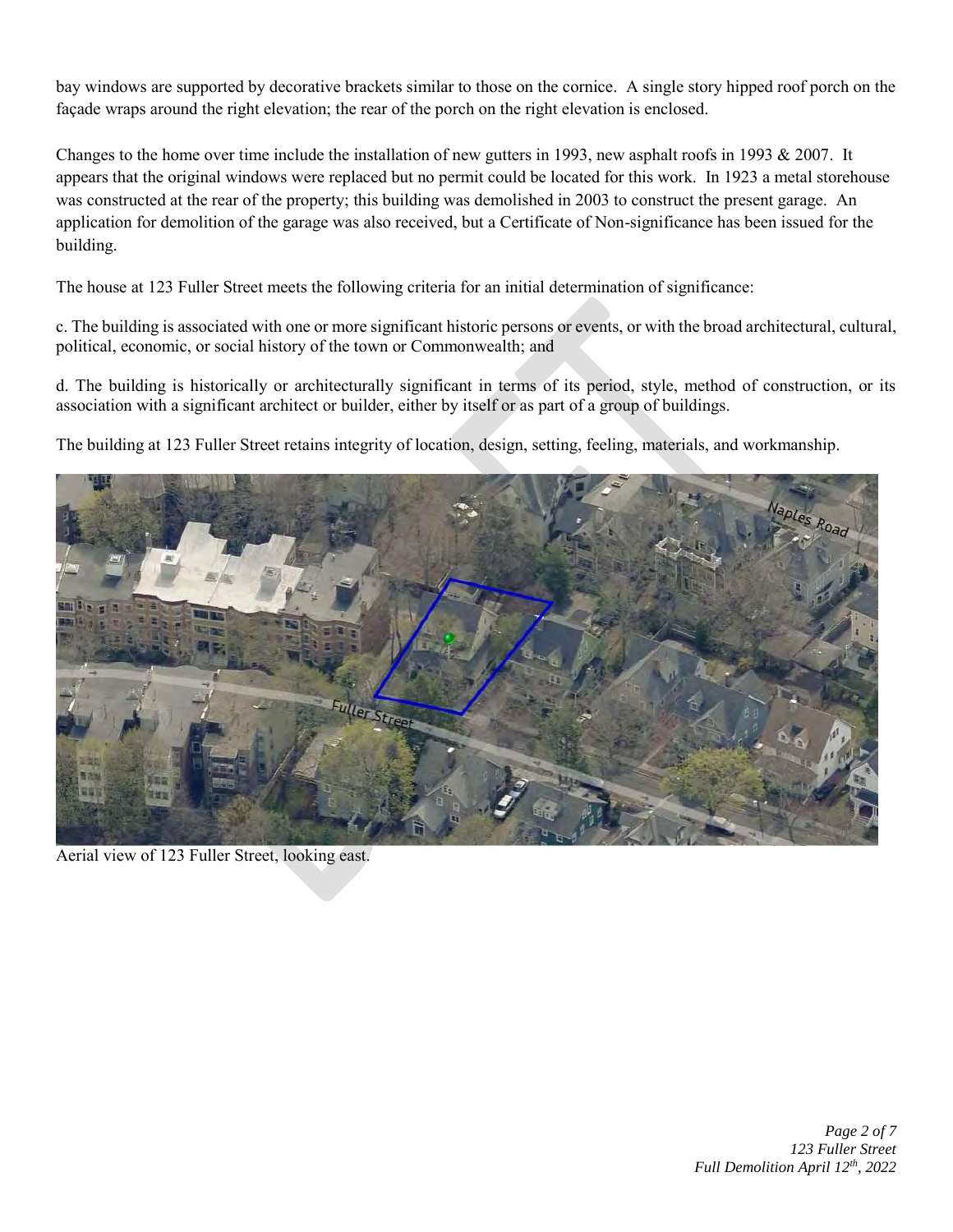bay windows are supported by decorative brackets similar to those on the cornice. A single story hipped roof porch on the façade wraps around the right elevation; the rear of the porch on the right elevation is enclosed.

Changes to the home over time include the installation of new gutters in 1993, new asphalt roofs in 1993 & 2007. It appears that the original windows were replaced but no permit could be located for this work. In 1923 a metal storehouse was constructed at the rear of the property; this building was demolished in 2003 to construct the present garage. An application for demolition of the garage was also received, but a Certificate of Non-significance has been issued for the building.

The house at 123 Fuller Street meets the following criteria for an initial determination of significance:

c. The building is associated with one or more significant historic persons or events, or with the broad architectural, cultural, political, economic, or social history of the town or Commonwealth; and

d. The building is historically or architecturally significant in terms of its period, style, method of construction, or its association with a significant architect or builder, either by itself or as part of a group of buildings.

The building at 123 Fuller Street retains integrity of location, design, setting, feeling, materials, and workmanship.

Aerial view of 123 Fuller Street, looking east.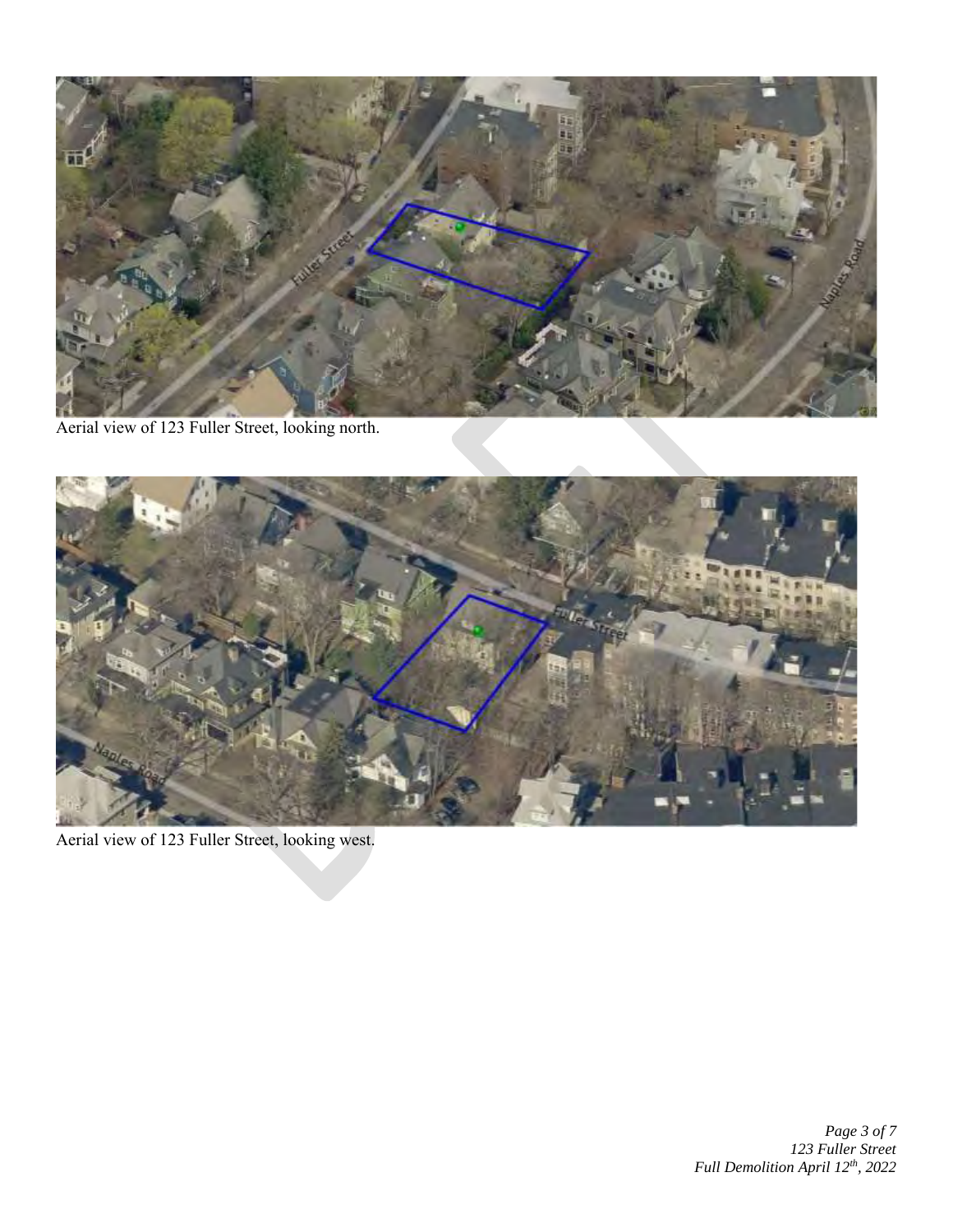Aerial view of 123 Fuller Street, looking north.

Aerial view of 123 Fuller Street, looking west.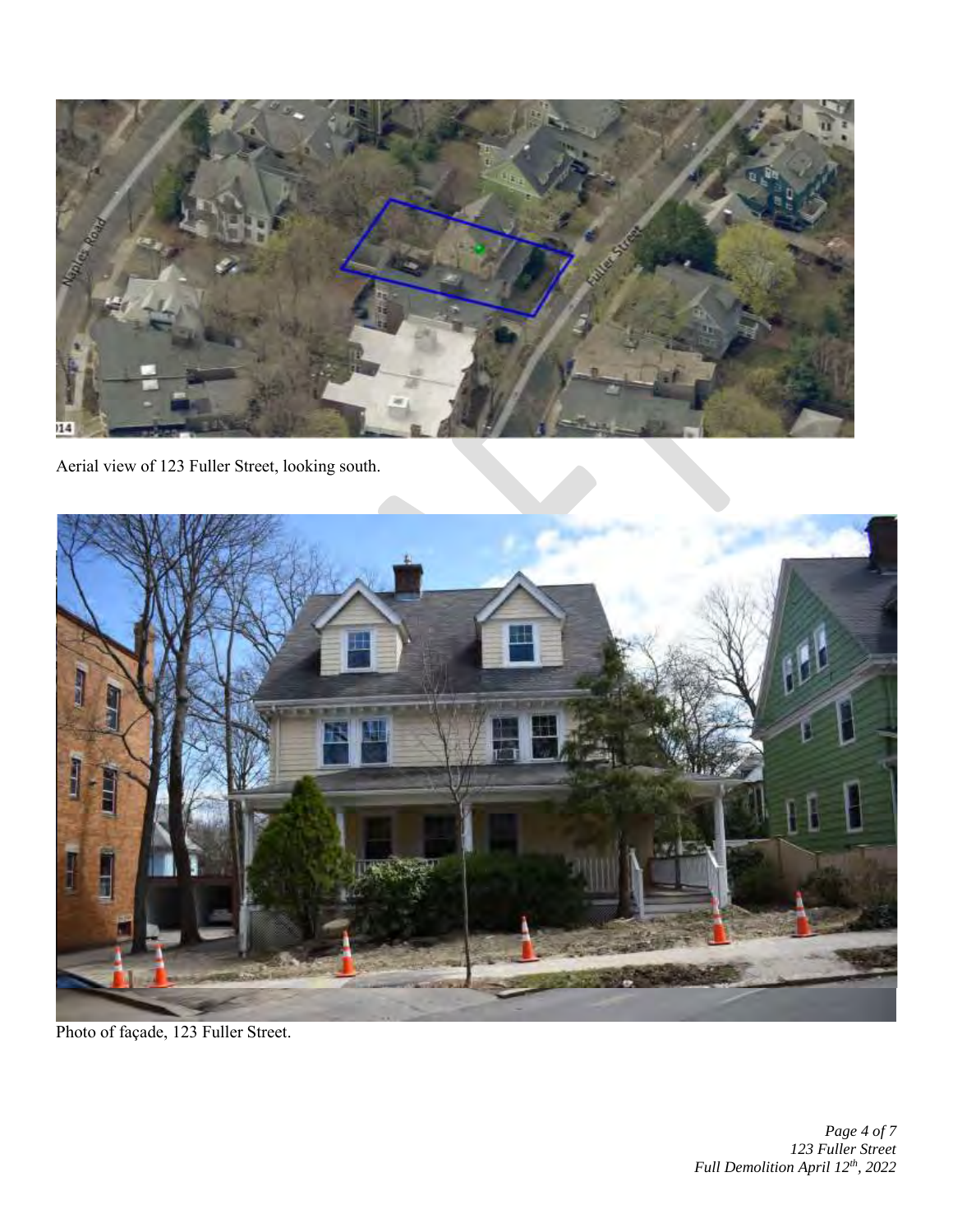Aerial view of 123 Fuller Street, looking south.

Photo of façade, 123 Fuller Street.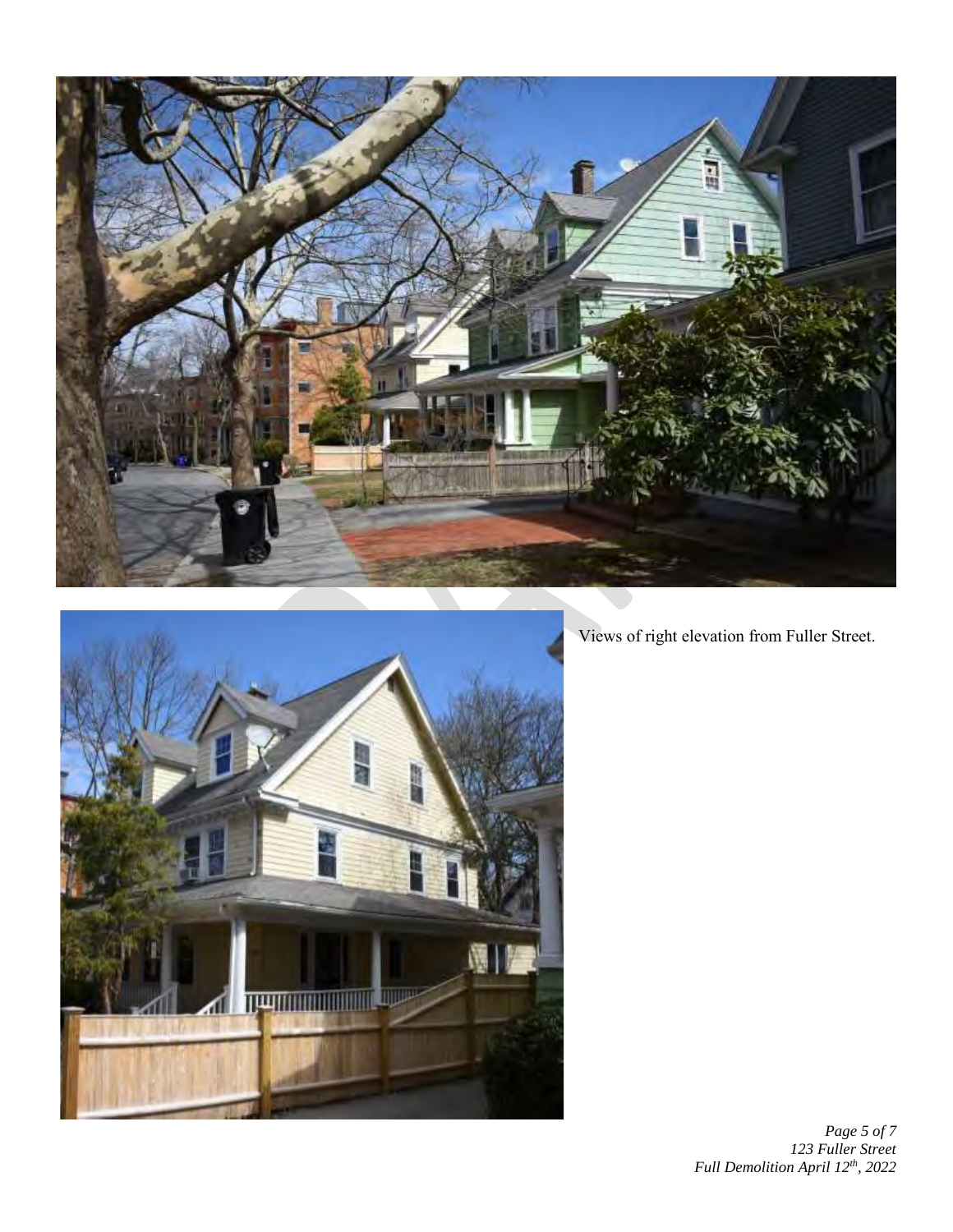Views of right elevation from Fuller Street.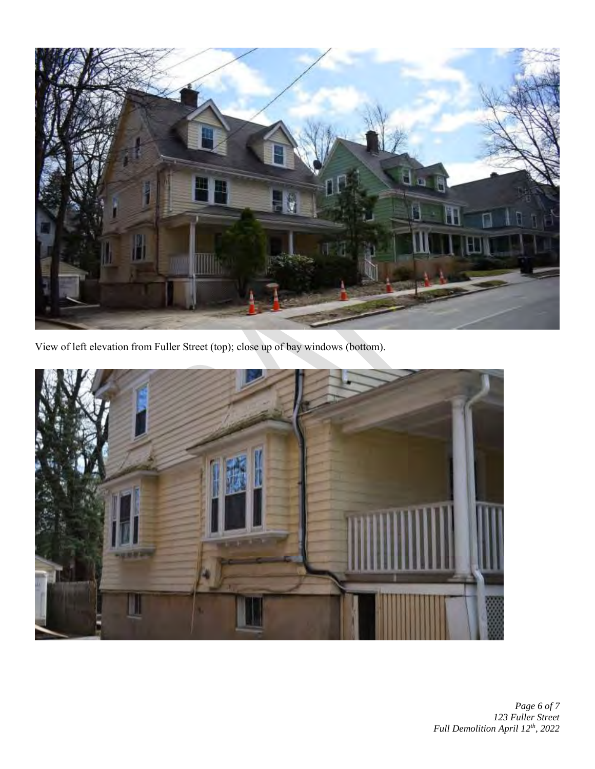View of left elevation from Fuller Street (top); close up of bay windows (bottom).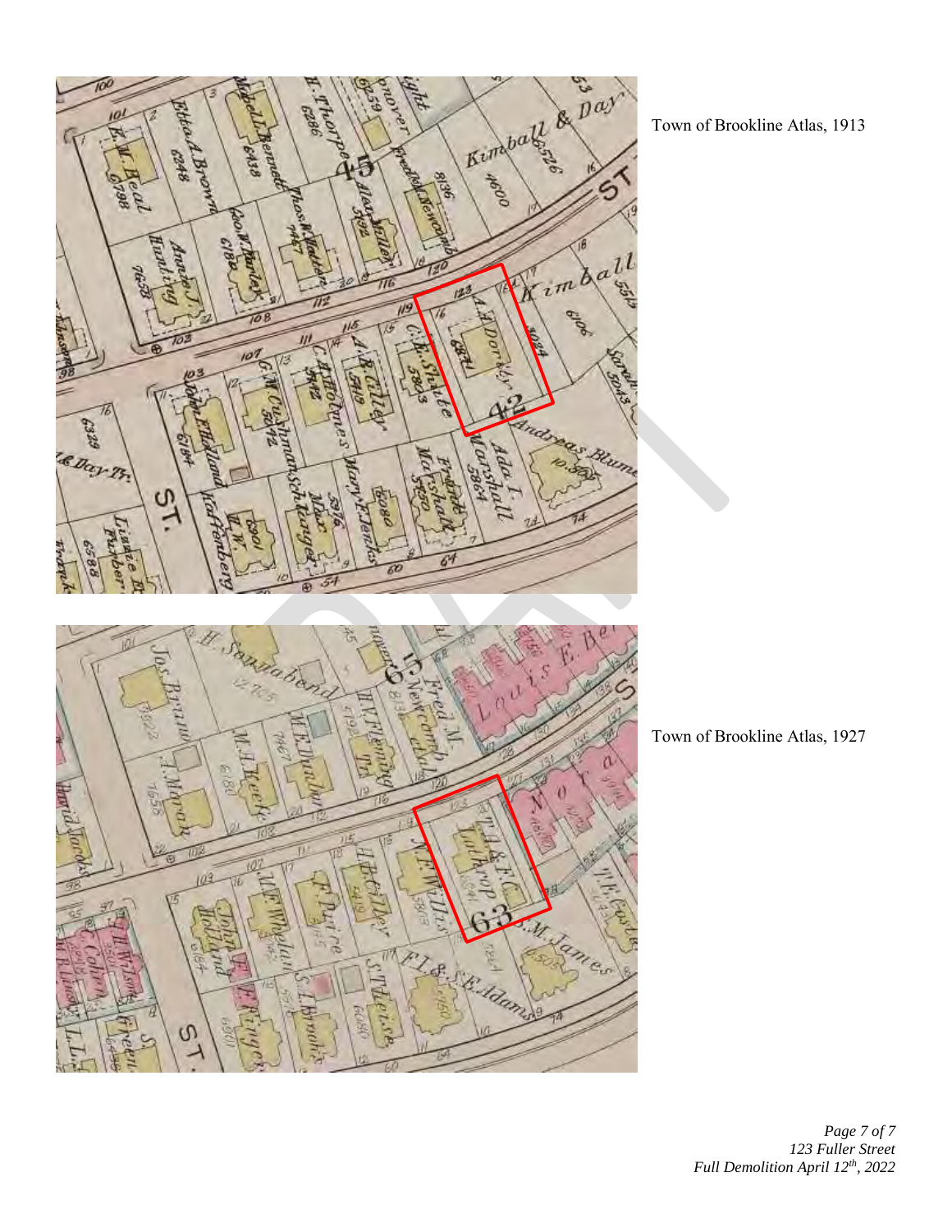Town of Brookline Atlas, 1913

Town of Brookline Atlas, 1927